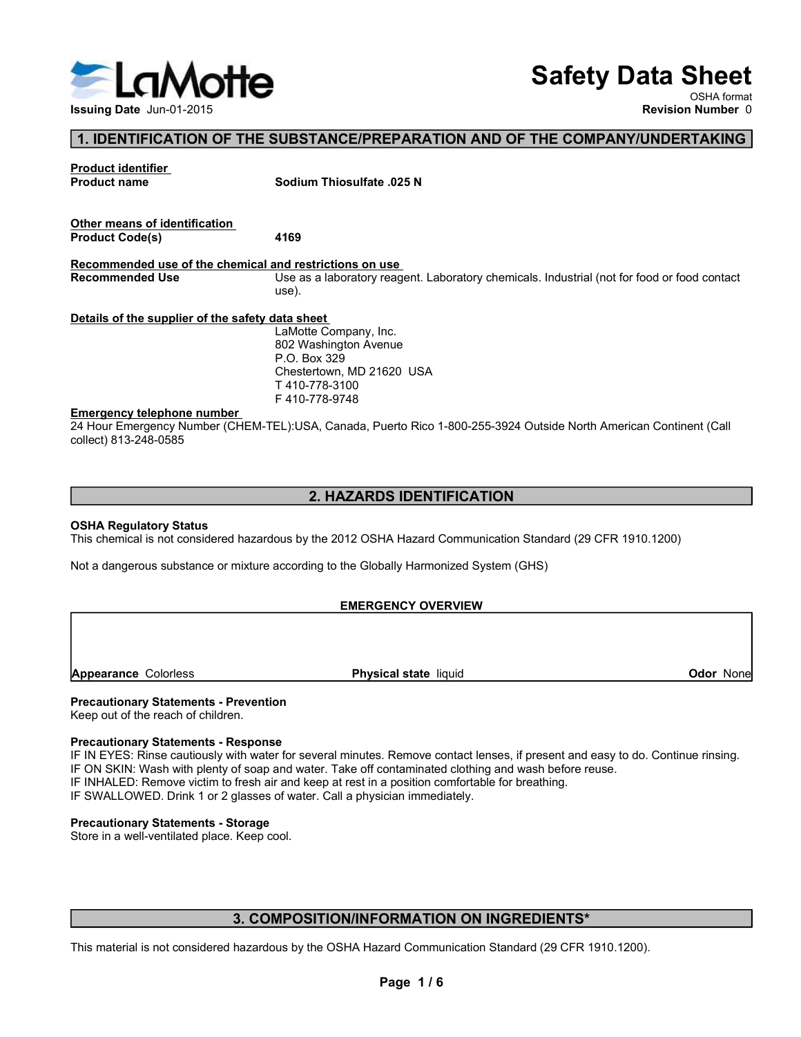# Safety Data Sheet

OSHA format

**Issuing Date** Jun-01-2015

**Revision Number** 0

## 1. IDENTIFICATION OF THE SUBSTANCE/PREPARATION AND OF THE COMPANY/UNDERTAKING

**Product identifier**

**Product name** **Sodium Thiosulfate .025 N**

**Other means of identification**

**Product Code(s)** **4169**

**Recommended use of the chemical and restrictions on use**

**Recommended Use** Use as a laboratory reagent. Laboratory chemicals. Industrial (not for food or food contact use).

**Details of the supplier of the safety data sheet**

LaMotte Company, Inc.
802 Washington Avenue
P.O. Box 329
Chestertown, MD 21620 USA
T 410-778-3100
F 410-778-9748

**Emergency telephone number**

24 Hour Emergency Number (CHEM-TEL):USA, Canada, Puerto Rico 1-800-255-3924 Outside North American Continent (Call collect) 813-248-0585

## 2. HAZARDS IDENTIFICATION

**OSHA Regulatory Status**

This chemical is not considered hazardous by the 2012 OSHA Hazard Communication Standard (29 CFR 1910.1200)

Not a dangerous substance or mixture according to the Globally Harmonized System (GHS)

**EMERGENCY OVERVIEW**

**Appearance** Colorless **Physical state** liquid **Odor** None

**Precautionary Statements - Prevention**

Keep out of the reach of children.

**Precautionary Statements - Response**

IF IN EYES: Rinse cautiously with water for several minutes. Remove contact lenses, if present and easy to do. Continue rinsing.
IF ON SKIN: Wash with plenty of soap and water. Take off contaminated clothing and wash before reuse.
IF INHALED: Remove victim to fresh air and keep at rest in a position comfortable for breathing.
IF SWALLOWED. Drink 1 or 2 glasses of water. Call a physician immediately.

**Precautionary Statements - Storage**

Store in a well-ventilated place. Keep cool.

## 3. COMPOSITION/INFORMATION ON INGREDIENTS*

This material is not considered hazardous by the OSHA Hazard Communication Standard (29 CFR 1910.1200).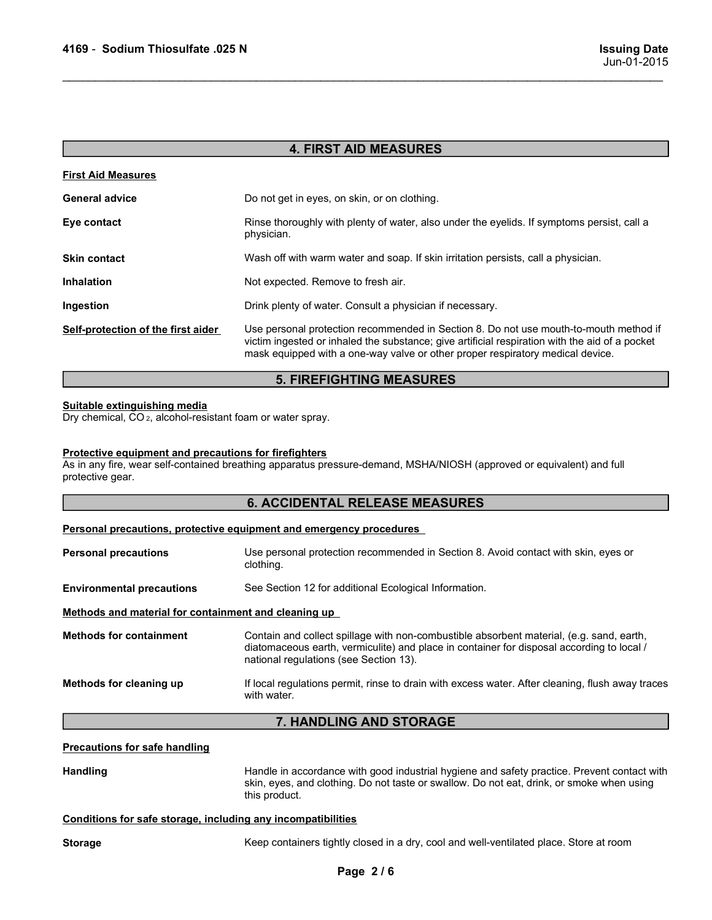## 4. FIRST AID MEASURES

**First Aid Measures**

| | |
|---|---|
| **General advice** | Do not get in eyes, on skin, or on clothing. |
| **Eye contact** | Rinse thoroughly with plenty of water, also under the eyelids. If symptoms persist, call a physician. |
| **Skin contact** | Wash off with warm water and soap. If skin irritation persists, call a physician. |
| **Inhalation** | Not expected. Remove to fresh air. |
| **Ingestion** | Drink plenty of water. Consult a physician if necessary. |
| **Self-protection of the first aider** | Use personal protection recommended in Section 8. Do not use mouth-to-mouth method if victim ingested or inhaled the substance; give artificial respiration with the aid of a pocket mask equipped with a one-way valve or other proper respiratory medical device. |

## 5. FIREFIGHTING MEASURES

**Suitable extinguishing media**

Dry chemical, $CO_2$, alcohol-resistant foam or water spray.

**Protective equipment and precautions for firefighters**

As in any fire, wear self-contained breathing apparatus pressure-demand, MSHA/NIOSH (approved or equivalent) and full protective gear.

## 6. ACCIDENTAL RELEASE MEASURES

**Personal precautions, protective equipment and emergency procedures**

| | |
|---|---|
| **Personal precautions** | Use personal protection recommended in Section 8. Avoid contact with skin, eyes or clothing. |
| **Environmental precautions** | See Section 12 for additional Ecological Information. |

**Methods and material for containment and cleaning up**

| | |
|---|---|
| **Methods for containment** | Contain and collect spillage with non-combustible absorbent material, (e.g. sand, earth, diatomaceous earth, vermiculite) and place in container for disposal according to local / national regulations (see Section 13). |
| **Methods for cleaning up** | If local regulations permit, rinse to drain with excess water. After cleaning, flush away traces with water. |

## 7. HANDLING AND STORAGE

**Precautions for safe handling**

| | |
|---|---|
| **Handling** | Handle in accordance with good industrial hygiene and safety practice. Prevent contact with skin, eyes, and clothing. Do not taste or swallow. Do not eat, drink, or smoke when using this product. |

**Conditions for safe storage, including any incompatibilities**

| | |
|---|---|
| **Storage** | Keep containers tightly closed in a dry, cool and well-ventilated place. Store at room |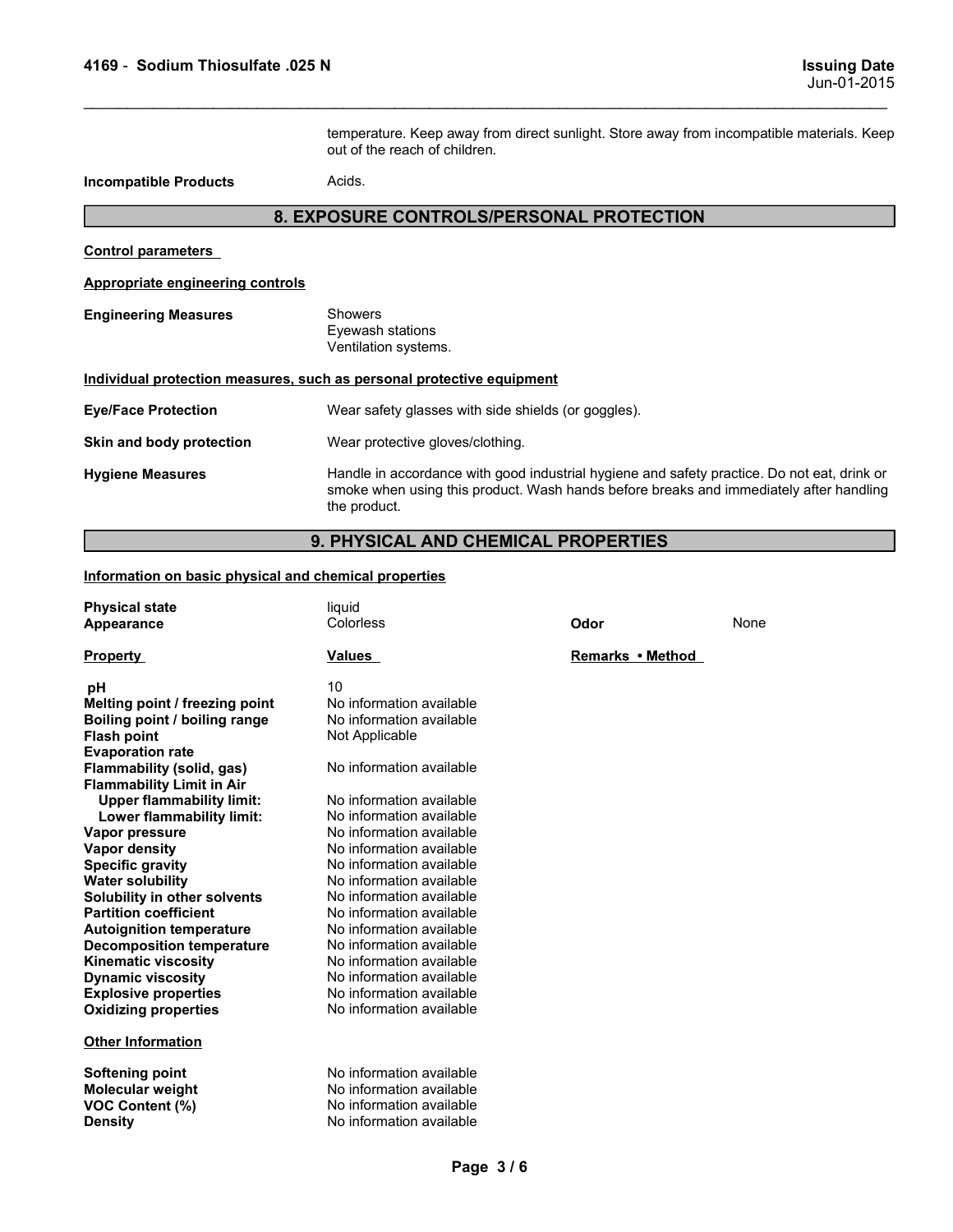temperature. Keep away from direct sunlight. Store away from incompatible materials. Keep out of the reach of children.

**Incompatible Products** Acids.

## 8. EXPOSURE CONTROLS/PERSONAL PROTECTION

**Control parameters**

**Appropriate engineering controls**

**Engineering Measures**
Showers
Eyewash stations
Ventilation systems.

**Individual protection measures, such as personal protective equipment**

**Eye/Face Protection** Wear safety glasses with side shields (or goggles).

**Skin and body protection** Wear protective gloves/clothing.

**Hygiene Measures** Handle in accordance with good industrial hygiene and safety practice. Do not eat, drink or smoke when using this product. Wash hands before breaks and immediately after handling the product.

## 9. PHYSICAL AND CHEMICAL PROPERTIES

**Information on basic physical and chemical properties**

| | | | |
|---|---|---|---|
| **Physical state** | liquid | | |
| **Appearance** | Colorless | **Odor** | None |

| Property | Values | Remarks • Method |
|---|---|---|
| **pH** | 10 | |
| **Melting point / freezing point** | No information available | |
| **Boiling point / boiling range** | No information available | |
| **Flash point** | Not Applicable | |
| **Evaporation rate** | | |
| **Flammability (solid, gas)** | No information available | |
| **Flammability Limit in Air** | | |
| **Upper flammability limit:** | No information available | |
| **Lower flammability limit:** | No information available | |
| **Vapor pressure** | No information available | |
| **Vapor density** | No information available | |
| **Specific gravity** | No information available | |
| **Water solubility** | No information available | |
| **Solubility in other solvents** | No information available | |
| **Partition coefficient** | No information available | |
| **Autoignition temperature** | No information available | |
| **Decomposition temperature** | No information available | |
| **Kinematic viscosity** | No information available | |
| **Dynamic viscosity** | No information available | |
| **Explosive properties** | No information available | |
| **Oxidizing properties** | No information available | |

**Other Information**

| | |
|---|---|
| **Softening point** | No information available |
| **Molecular weight** | No information available |
| **VOC Content (%)** | No information available |
| **Density** | No information available |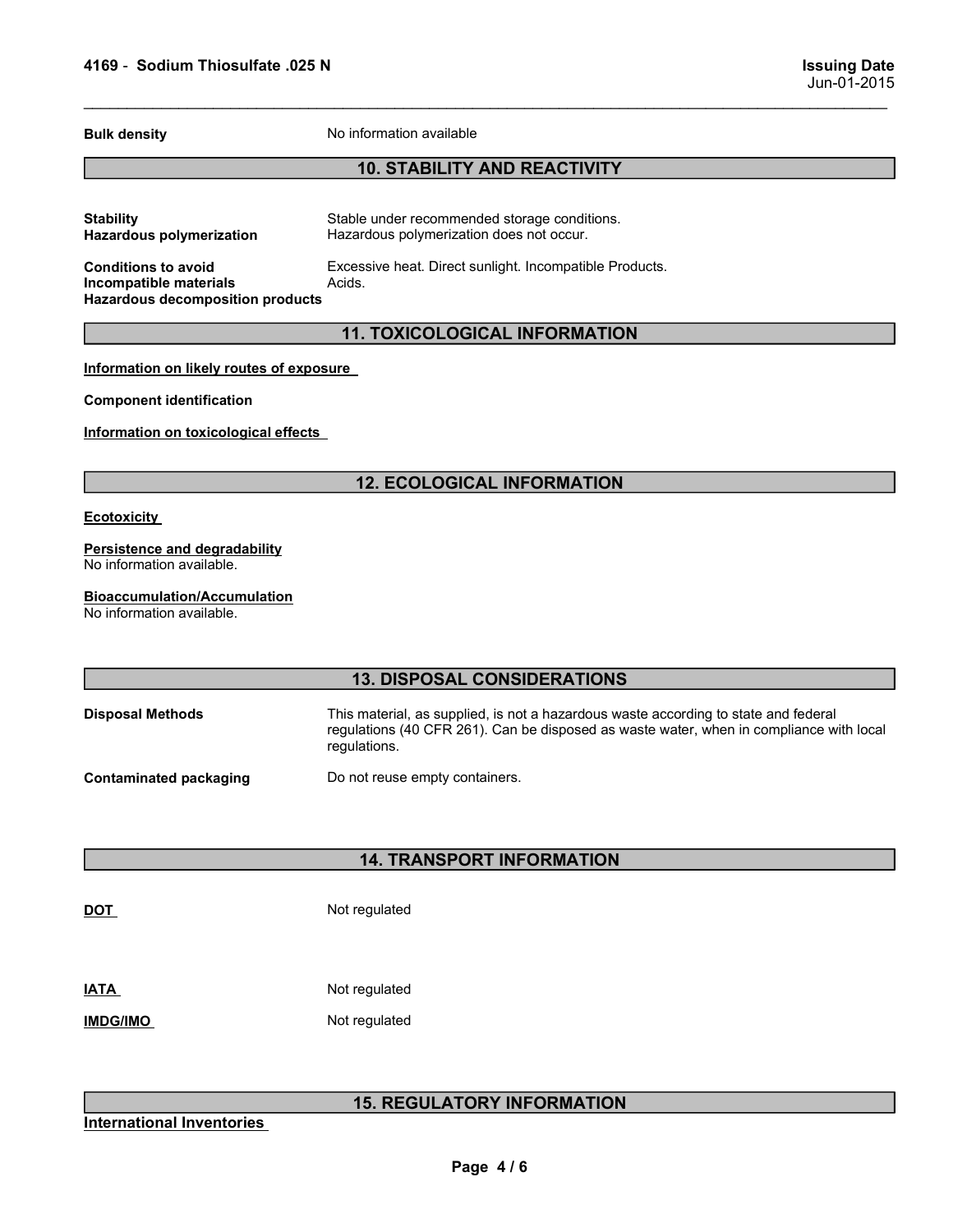| | |
|---|---|
| **Bulk density** | No information available |

## 10. STABILITY AND REACTIVITY

| | |
|---|---|
| **Stability** | Stable under recommended storage conditions. |
| **Hazardous polymerization** | Hazardous polymerization does not occur. |
| **Conditions to avoid** | Excessive heat. Direct sunlight. Incompatible Products. |
| **Incompatible materials** | Acids. |
| **Hazardous decomposition products** | |

## 11. TOXICOLOGICAL INFORMATION

**Information on likely routes of exposure**

**Component identification**

**Information on toxicological effects**

## 12. ECOLOGICAL INFORMATION

**Ecotoxicity**

**Persistence and degradability**
No information available.

**Bioaccumulation/Accumulation**
No information available.

## 13. DISPOSAL CONSIDERATIONS

| | |
|---|---|
| **Disposal Methods** | This material, as supplied, is not a hazardous waste according to state and federal regulations (40 CFR 261). Can be disposed as waste water, when in compliance with local regulations. |
| **Contaminated packaging** | Do not reuse empty containers. |

## 14. TRANSPORT INFORMATION

| | |
|---|---|
| **DOT** | Not regulated |
| **IATA** | Not regulated |
| **IMDG/IMO** | Not regulated |

## 15. REGULATORY INFORMATION

**International Inventories**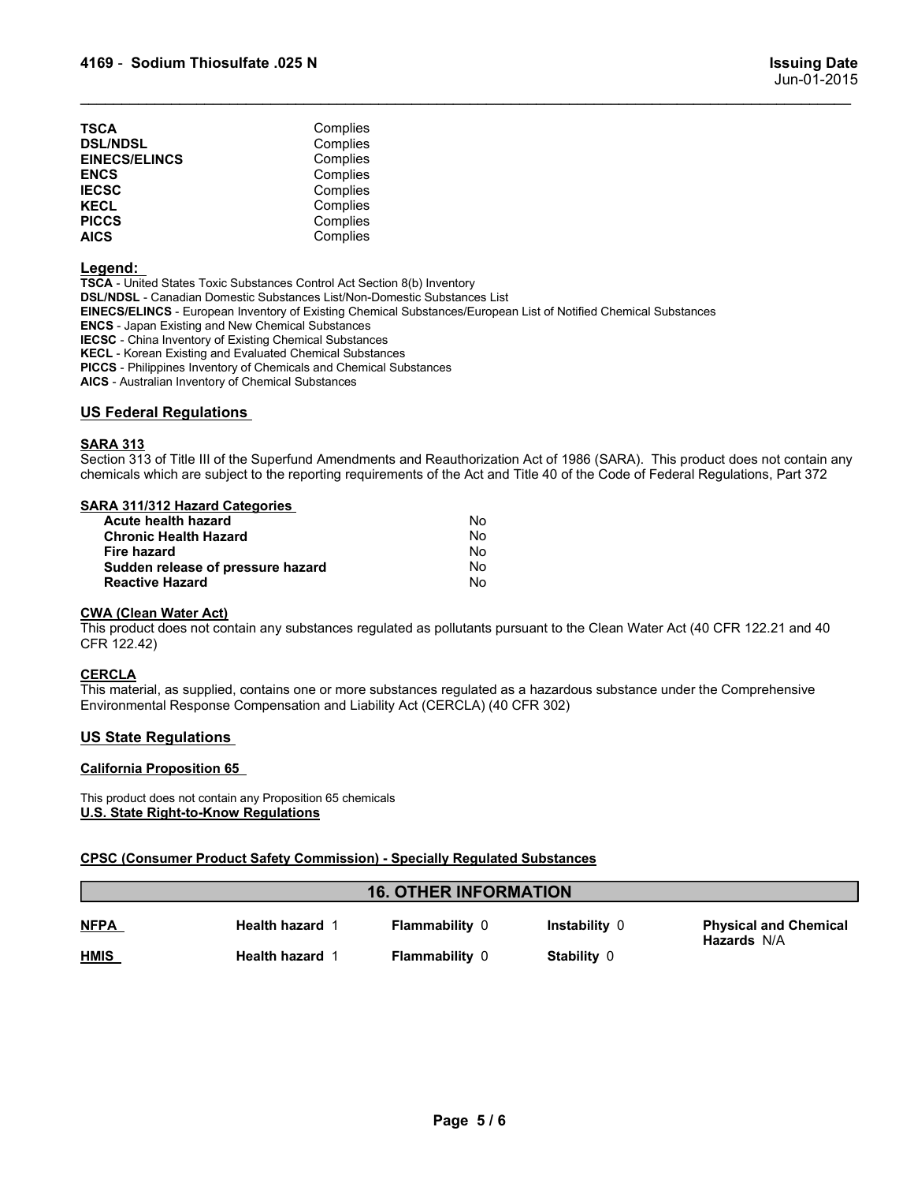| | |
|---|---|
| **TSCA** | Complies |
| **DSL/NDSL** | Complies |
| **EINECS/ELINCS** | Complies |
| **ENCS** | Complies |
| **IECSC** | Complies |
| **KECL** | Complies |
| **PICCS** | Complies |
| **AICS** | Complies |

**Legend:**

**TSCA** - United States Toxic Substances Control Act Section 8(b) Inventory
**DSL/NDSL** - Canadian Domestic Substances List/Non-Domestic Substances List
**EINECS/ELINCS** - European Inventory of Existing Chemical Substances/European List of Notified Chemical Substances
**ENCS** - Japan Existing and New Chemical Substances
**IECSC** - China Inventory of Existing Chemical Substances
**KECL** - Korean Existing and Evaluated Chemical Substances
**PICCS** - Philippines Inventory of Chemicals and Chemical Substances
**AICS** - Australian Inventory of Chemical Substances

## US Federal Regulations

**SARA 313**

Section 313 of Title III of the Superfund Amendments and Reauthorization Act of 1986 (SARA). This product does not contain any chemicals which are subject to the reporting requirements of the Act and Title 40 of the Code of Federal Regulations, Part 372

**SARA 311/312 Hazard Categories**

| | |
|---|---|
| **Acute health hazard** | No |
| **Chronic Health Hazard** | No |
| **Fire hazard** | No |
| **Sudden release of pressure hazard** | No |
| **Reactive Hazard** | No |

**CWA (Clean Water Act)**

This product does not contain any substances regulated as pollutants pursuant to the Clean Water Act (40 CFR 122.21 and 40 CFR 122.42)

**CERCLA**

This material, as supplied, contains one or more substances regulated as a hazardous substance under the Comprehensive Environmental Response Compensation and Liability Act (CERCLA) (40 CFR 302)

## US State Regulations

**California Proposition 65**

This product does not contain any Proposition 65 chemicals

**U.S. State Right-to-Know Regulations**

**CPSC (Consumer Product Safety Commission) - Specially Regulated Substances**

## 16. OTHER INFORMATION

| | | | | |
|---|---|---|---|---|
| **NFPA** | **Health hazard** 1 | **Flammability** 0 | **Instability** 0 | **Physical and Chemical Hazards** N/A |
| **HMIS** | **Health hazard** 1 | **Flammability** 0 | **Stability** 0 | |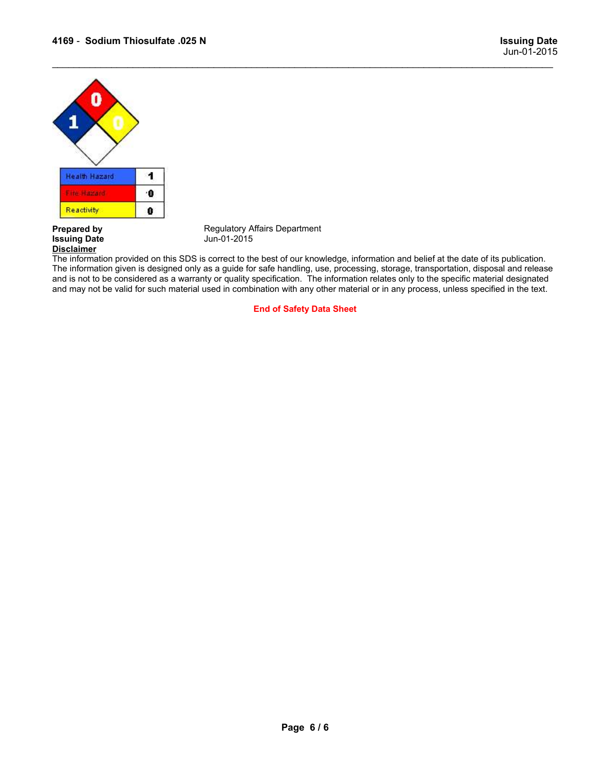| Health Hazard | 1 |
| --- | --- |
| Fire Hazard | 0 |
| Reactivity | 0 |

**Prepared by** Regulatory Affairs Department
**Issuing Date** Jun-01-2015

**Disclaimer**

The information provided on this SDS is correct to the best of our knowledge, information and belief at the date of its publication. The information given is designed only as a guide for safe handling, use, processing, storage, transportation, disposal and release and is not to be considered as a warranty or quality specification. The information relates only to the specific material designated and may not be valid for such material used in combination with any other material or in any process, unless specified in the text.

**End of Safety Data Sheet**